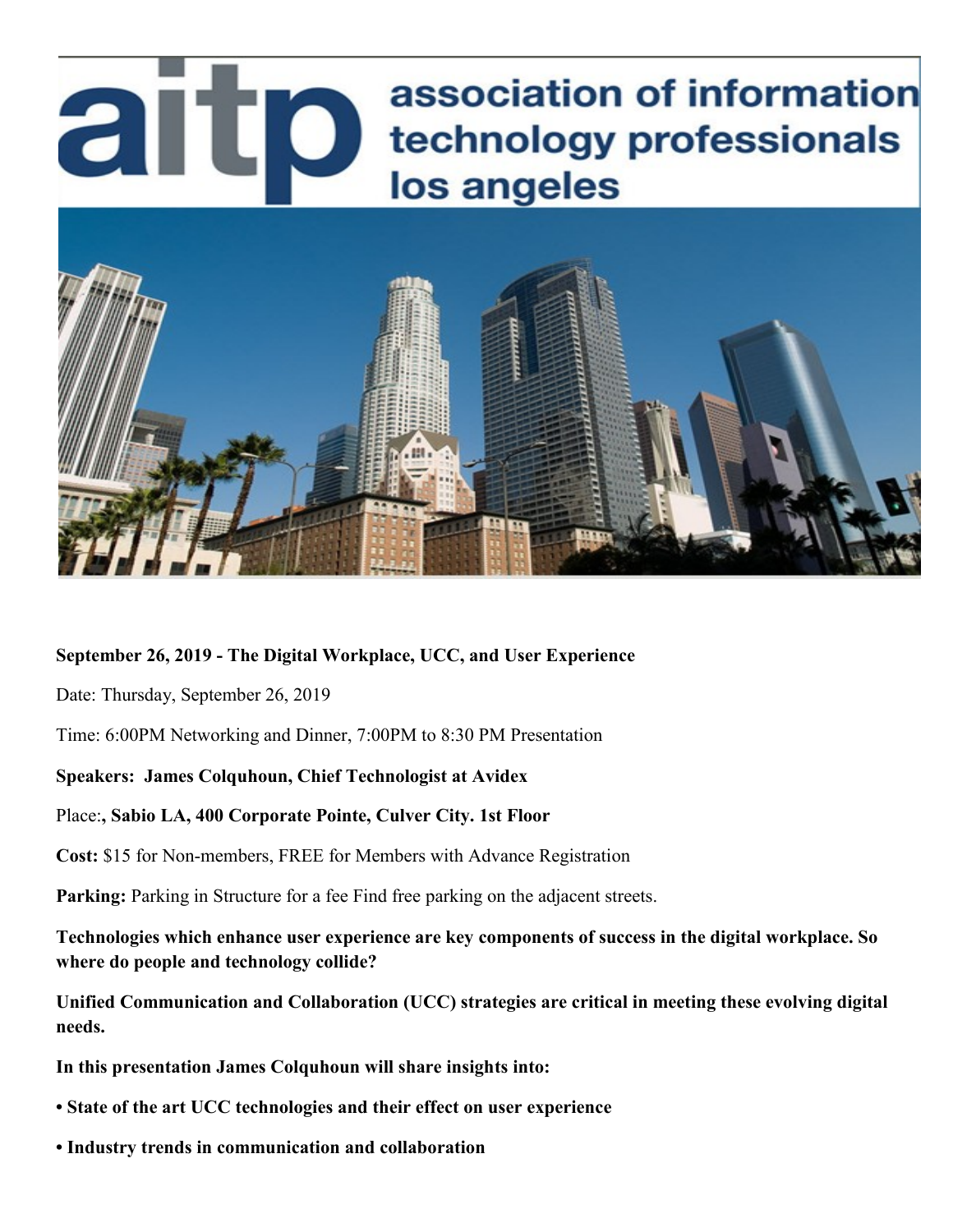# aitp association of information technology professionals los angeles

**September 26, 2019 - The Digital Workplace, UCC, and User Experience**

Date: Thursday, September 26, 2019

Time: 6:00PM Networking and Dinner, 7:00PM to 8:30 PM Presentation

**Speakers: James Colquhoun, Chief Technologist at Avidex**

Place:**, Sabio LA, 400 Corporate Pointe, Culver City. 1st Floor**

**Cost:** $15 for Non-members, FREE for Members with Advance Registration

**Parking:** Parking in Structure for a fee Find free parking on the adjacent streets.

**Technologies which enhance user experience are key components of success in the digital workplace. So where do people and technology collide?**

**Unified Communication and Collaboration (UCC) strategies are critical in meeting these evolving digital needs.**

**In this presentation James Colquhoun will share insights into:**

- **State of the art UCC technologies and their effect on user experience**
- **Industry trends in communication and collaboration**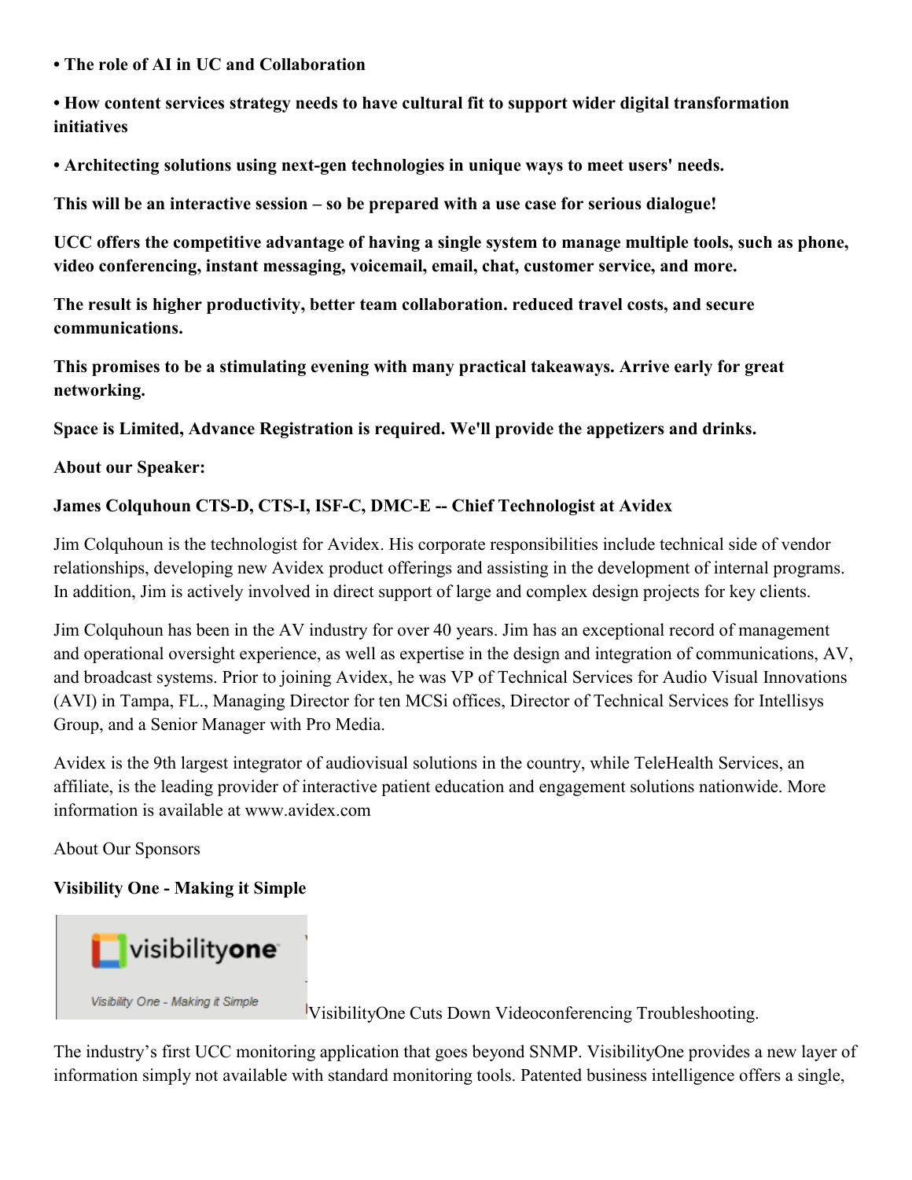**• The role of AI in UC and Collaboration**

**• How content services strategy needs to have cultural fit to support wider digital transformation initiatives**

**• Architecting solutions using next-gen technologies in unique ways to meet users' needs.**

**This will be an interactive session – so be prepared with a use case for serious dialogue!**

**UCC offers the competitive advantage of having a single system to manage multiple tools, such as phone, video conferencing, instant messaging, voicemail, email, chat, customer service, and more.**

**The result is higher productivity, better team collaboration. reduced travel costs, and secure communications.**

**This promises to be a stimulating evening with many practical takeaways. Arrive early for great networking.**

**Space is Limited, Advance Registration is required. We'll provide the appetizers and drinks.**

**About our Speaker:**

**James Colquhoun CTS-D, CTS-I, ISF-C, DMC-E -- Chief Technologist at Avidex**

Jim Colquhoun is the technologist for Avidex. His corporate responsibilities include technical side of vendor relationships, developing new Avidex product offerings and assisting in the development of internal programs. In addition, Jim is actively involved in direct support of large and complex design projects for key clients.

Jim Colquhoun has been in the AV industry for over 40 years. Jim has an exceptional record of management and operational oversight experience, as well as expertise in the design and integration of communications, AV, and broadcast systems. Prior to joining Avidex, he was VP of Technical Services for Audio Visual Innovations (AVI) in Tampa, FL., Managing Director for ten MCSi offices, Director of Technical Services for Intellisys Group, and a Senior Manager with Pro Media.

Avidex is the 9th largest integrator of audiovisual solutions in the country, while TeleHealth Services, an affiliate, is the leading provider of interactive patient education and engagement solutions nationwide. More information is available at www.avidex.com

About Our Sponsors

**Visibility One - Making it Simple**

visibilityone

Visibility One - Making it Simple

VisibilityOne Cuts Down Videoconferencing Troubleshooting.

The industry's first UCC monitoring application that goes beyond SNMP. VisibilityOne provides a new layer of information simply not available with standard monitoring tools. Patented business intelligence offers a single,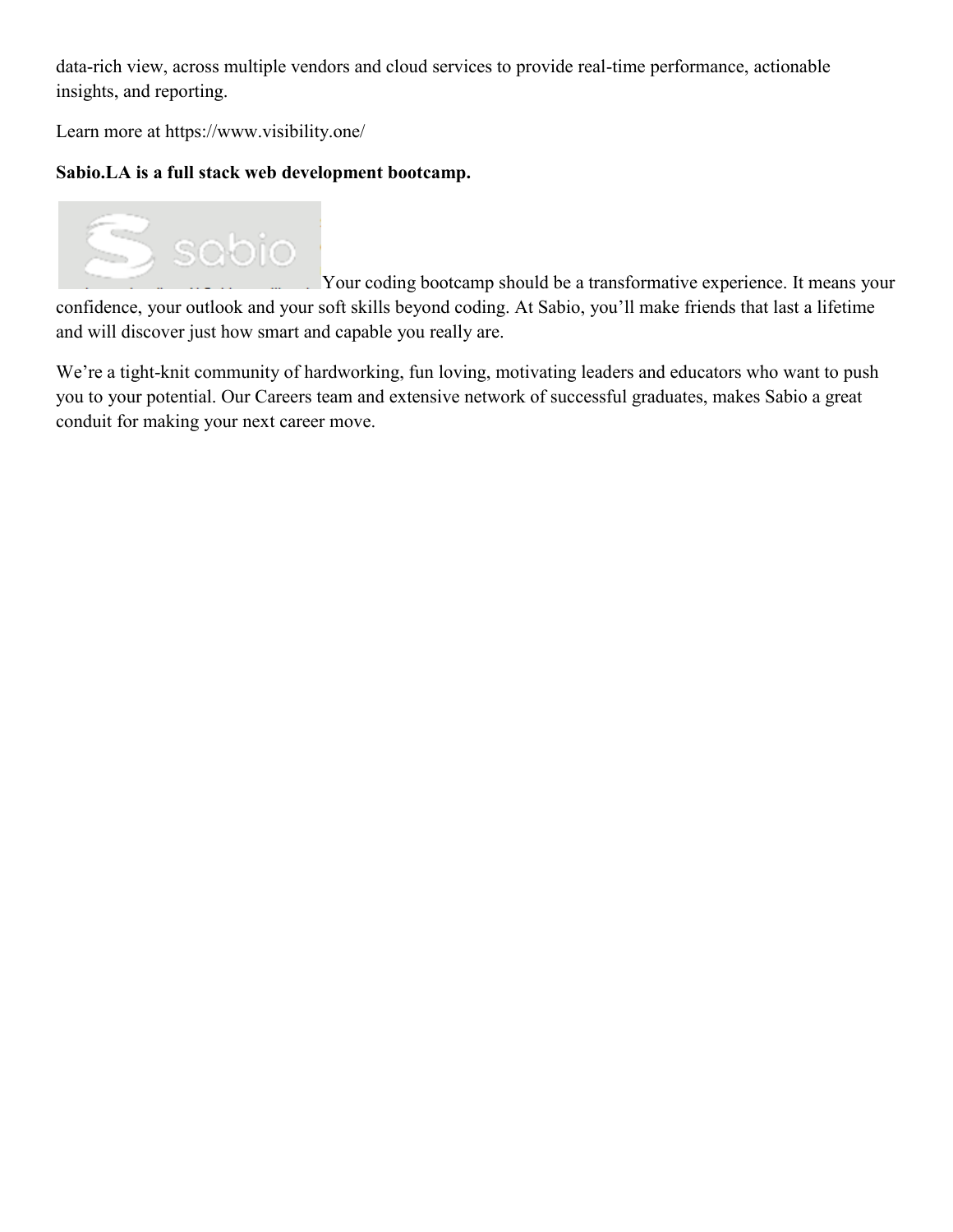data-rich view, across multiple vendors and cloud services to provide real-time performance, actionable insights, and reporting.

Learn more at https://www.visibility.one/

**Sabio.LA is a full stack web development bootcamp.**

Your coding bootcamp should be a transformative experience. It means your confidence, your outlook and your soft skills beyond coding. At Sabio, you'll make friends that last a lifetime and will discover just how smart and capable you really are.

We're a tight-knit community of hardworking, fun loving, motivating leaders and educators who want to push you to your potential. Our Careers team and extensive network of successful graduates, makes Sabio a great conduit for making your next career move.